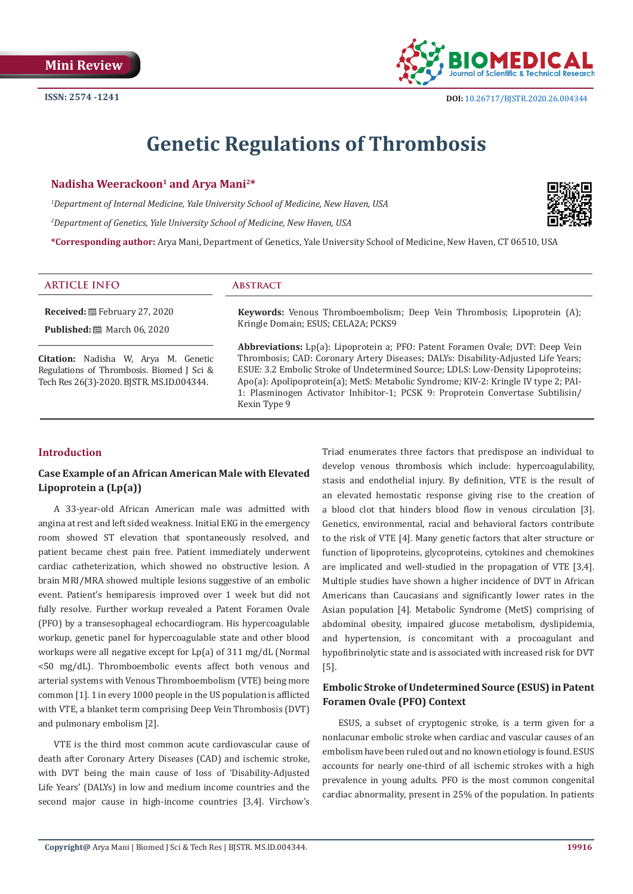Mini Review

ISSN: 2574 -1241

DOI: 10.26717/BJSTR.2020.26.004344

# Genetic Regulations of Thrombosis

**Nadisha Weerackoon[1] and Arya Mani[2]\***

*[1]Department of Internal Medicine, Yale University School of Medicine, New Haven, USA*

*[2]Department of Genetics, Yale University School of Medicine, New Haven, USA*

**\*Corresponding author:** Arya Mani, Department of Genetics, Yale University School of Medicine, New Haven, CT 06510, USA

## ARTICLE INFO

**Received:** February 27, 2020

**Published:** March 06, 2020

**Citation:** Nadisha W, Arya M. Genetic Regulations of Thrombosis. Biomed J Sci & Tech Res 26(3)-2020. BJSTR. MS.ID.004344.

## Abstract

**Keywords:** Venous Thromboembolism; Deep Vein Thrombosis; Lipoprotein (A); Kringle Domain; ESUS; CELA2A; PCKS9

**Abbreviations:** Lp(a): Lipoprotein a; PFO: Patent Foramen Ovale; DVT: Deep Vein Thrombosis; CAD: Coronary Artery Diseases; DALYs: Disability-Adjusted Life Years; LDLS: Low-Density Lipoproteins; ESUE: 3.2 Embolic Stroke of Undetermined Source; Apo(a): Apolipoprotein(a); MetS: Metabolic Syndrome; KIV-2: Kringle IV type 2; PAI-1: Plasminogen Activator Inhibitor-1; PCSK 9: Proprotein Convertase Subtilisin/Kexin Type 9

## Introduction

### Case Example of an African American Male with Elevated Lipoprotein a (Lp(a))

A 33-year-old African American male was admitted with angina at rest and left sided weakness. Initial EKG in the emergency room showed ST elevation that spontaneously resolved, and patient became chest pain free. Patient immediately underwent cardiac catheterization, which showed no obstructive lesion. A brain MRI/MRA showed multiple lesions suggestive of an embolic event. Patient's hemiparesis improved over 1 week but did not fully resolve. Further workup revealed a Patent Foramen Ovale (PFO) by a transesophageal echocardiogram. His hypercoagulable workup, genetic panel for hypercoagulable state and other blood workups were all negative except for Lp(a) of 311 mg/dL (Normal <50 mg/dL). Thromboembolic events affect both venous and arterial systems with Venous Thromboembolism (VTE) being more common [1]. 1 in every 1000 people in the US population is afflicted with VTE, a blanket term comprising Deep Vein Thrombosis (DVT) and pulmonary embolism [2].

VTE is the third most common acute cardiovascular cause of death after Coronary Artery Diseases (CAD) and ischemic stroke, with DVT being the main cause of loss of 'Disability-Adjusted Life Years' (DALYs) in low and medium income countries and the second major cause in high-income countries [3,4]. Virchow's Triad enumerates three factors that predispose an individual to develop venous thrombosis which include: hypercoagulability, stasis and endothelial injury. By definition, VTE is the result of an elevated hemostatic response giving rise to the creation of a blood clot that hinders blood flow in venous circulation [3]. Genetics, environmental, racial and behavioral factors contribute to the risk of VTE [4]. Many genetic factors that alter structure or function of lipoproteins, glycoproteins, cytokines and chemokines are implicated and well-studied in the propagation of VTE [3,4]. Multiple studies have shown a higher incidence of DVT in African Americans than Caucasians and significantly lower rates in the Asian population [4]. Metabolic Syndrome (MetS) comprising of abdominal obesity, impaired glucose metabolism, dyslipidemia, and hypertension, is concomitant with a procoagulant and hypofibrinolytic state and is associated with increased risk for DVT [5].

### Embolic Stroke of Undetermined Source (ESUS) in Patent Foramen Ovale (PFO) Context

ESUS, a subset of cryptogenic stroke, is a term given for a nonlacunar embolic stroke when cardiac and vascular causes of an embolism have been ruled out and no known etiology is found. ESUS accounts for nearly one-third of all ischemic strokes with a high prevalence in young adults. PFO is the most common congenital cardiac abnormality, present in 25% of the population. In patients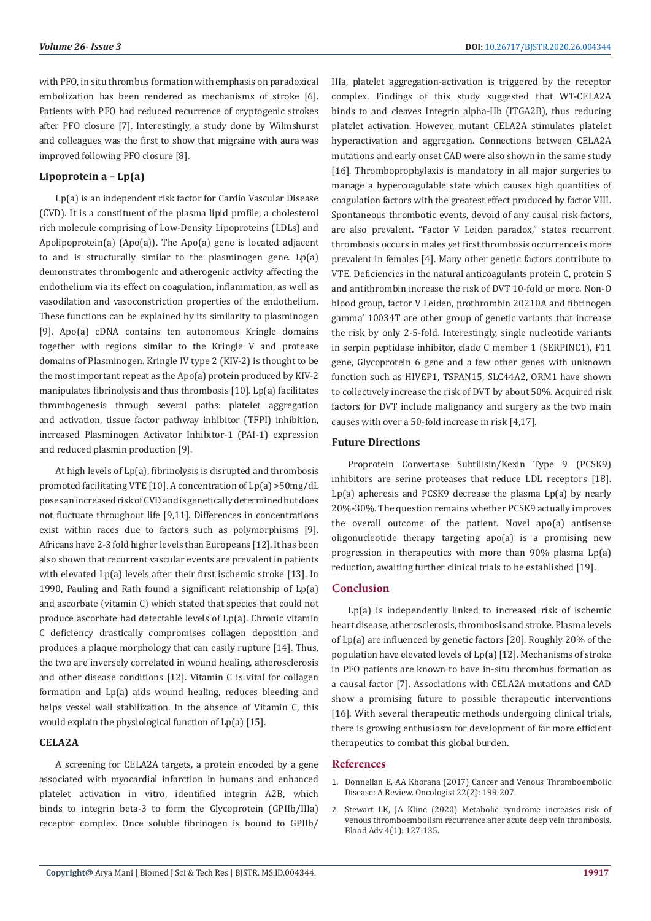with PFO, in situ thrombus formation with emphasis on paradoxical embolization has been rendered as mechanisms of stroke [6]. Patients with PFO had reduced recurrence of cryptogenic strokes after PFO closure [7]. Interestingly, a study done by Wilmshurst and colleagues was the first to show that migraine with aura was improved following PFO closure [8].

## Lipoprotein a – Lp(a)

Lp(a) is an independent risk factor for Cardio Vascular Disease (CVD). It is a constituent of the plasma lipid profile, a cholesterol rich molecule comprising of Low-Density Lipoproteins (LDLs) and Apolipoprotein(a) (Apo(a)). The Apo(a) gene is located adjacent to and is structurally similar to the plasminogen gene. Lp(a) demonstrates thrombogenic and atherogenic activity affecting the endothelium via its effect on coagulation, inflammation, as well as vasodilation and vasoconstriction properties of the endothelium. These functions can be explained by its similarity to plasminogen [9]. Apo(a) cDNA contains ten autonomous Kringle domains together with regions similar to the Kringle V and protease domains of Plasminogen. Kringle IV type 2 (KIV-2) is thought to be the most important repeat as the Apo(a) protein produced by KIV-2 manipulates fibrinolysis and thus thrombosis [10]. Lp(a) facilitates thrombogenesis through several paths: platelet aggregation and activation, tissue factor pathway inhibitor (TFPI) inhibition, increased Plasminogen Activator Inhibitor-1 (PAI-1) expression and reduced plasmin production [9].

At high levels of Lp(a), fibrinolysis is disrupted and thrombosis promoted facilitating VTE [10]. A concentration of Lp(a) >50mg/dL poses an increased risk of CVD and is genetically determined but does not fluctuate throughout life [9,11]. Differences in concentrations exist within races due to factors such as polymorphisms [9]. Africans have 2-3 fold higher levels than Europeans [12]. It has been also shown that recurrent vascular events are prevalent in patients with elevated Lp(a) levels after their first ischemic stroke [13]. In 1990, Pauling and Rath found a significant relationship of Lp(a) and ascorbate (vitamin C) which stated that species that could not produce ascorbate had detectable levels of Lp(a). Chronic vitamin C deficiency drastically compromises collagen deposition and produces a plaque morphology that can easily rupture [14]. Thus, the two are inversely correlated in wound healing, atherosclerosis and other disease conditions [12]. Vitamin C is vital for collagen formation and Lp(a) aids wound healing, reduces bleeding and helps vessel wall stabilization. In the absence of Vitamin C, this would explain the physiological function of Lp(a) [15].

## CELA2A

A screening for CELA2A targets, a protein encoded by a gene associated with myocardial infarction in humans and enhanced platelet activation in vitro, identified integrin A2B, which binds to integrin beta-3 to form the Glycoprotein (GPIIb/IIIa) receptor complex. Once soluble fibrinogen is bound to GPIIb/IIIa, platelet aggregation-activation is triggered by the receptor complex. Findings of this study suggested that WT-CELA2A binds to and cleaves Integrin alpha-IIb (ITGA2B), thus reducing platelet activation. However, mutant CELA2A stimulates platelet hyperactivation and aggregation. Connections between CELA2A mutations and early onset CAD were also shown in the same study [16]. Thromboprophylaxis is mandatory in all major surgeries to manage a hypercoagulable state which causes high quantities of coagulation factors with the greatest effect produced by factor VIII. Spontaneous thrombotic events, devoid of any causal risk factors, are also prevalent. "Factor V Leiden paradox," states recurrent thrombosis occurs in males yet first thrombosis occurrence is more prevalent in females [4]. Many other genetic factors contribute to VTE. Deficiencies in the natural anticoagulants protein C, protein S and antithrombin increase the risk of DVT 10-fold or more. Non-O blood group, factor V Leiden, prothrombin 20210A and fibrinogen gamma' 10034T are other group of genetic variants that increase the risk by only 2-5-fold. Interestingly, single nucleotide variants in serpin peptidase inhibitor, clade C member 1 (SERPINC1), F11 gene, Glycoprotein 6 gene and a few other genes with unknown function such as HIVEP1, TSPAN15, SLC44A2, ORM1 have shown to collectively increase the risk of DVT by about 50%. Acquired risk factors for DVT include malignancy and surgery as the two main causes with over a 50-fold increase in risk [4,17].

## Future Directions

Proprotein Convertase Subtilisin/Kexin Type 9 (PCSK9) inhibitors are serine proteases that reduce LDL receptors [18]. Lp(a) apheresis and PCSK9 decrease the plasma Lp(a) by nearly 20%-30%. The question remains whether PCSK9 actually improves the overall outcome of the patient. Novel apo(a) antisense oligonucleotide therapy targeting apo(a) is a promising new progression in therapeutics with more than 90% plasma Lp(a) reduction, awaiting further clinical trials to be established [19].

# Conclusion

Lp(a) is independently linked to increased risk of ischemic heart disease, atherosclerosis, thrombosis and stroke. Plasma levels of Lp(a) are influenced by genetic factors [20]. Roughly 20% of the population have elevated levels of Lp(a) [12]. Mechanisms of stroke in PFO patients are known to have in-situ thrombus formation as a causal factor [7]. Associations with CELA2A mutations and CAD show a promising future to possible therapeutic interventions [16]. With several therapeutic methods undergoing clinical trials, there is growing enthusiasm for development of far more efficient therapeutics to combat this global burden.

# References

1. Donnellan E, AA Khorana (2017) Cancer and Venous Thromboembolic Disease: A Review. Oncologist 22(2): 199-207.
2. Stewart LK, JA Kline (2020) Metabolic syndrome increases risk of venous thromboembolism recurrence after acute deep vein thrombosis. Blood Adv 4(1): 127-135.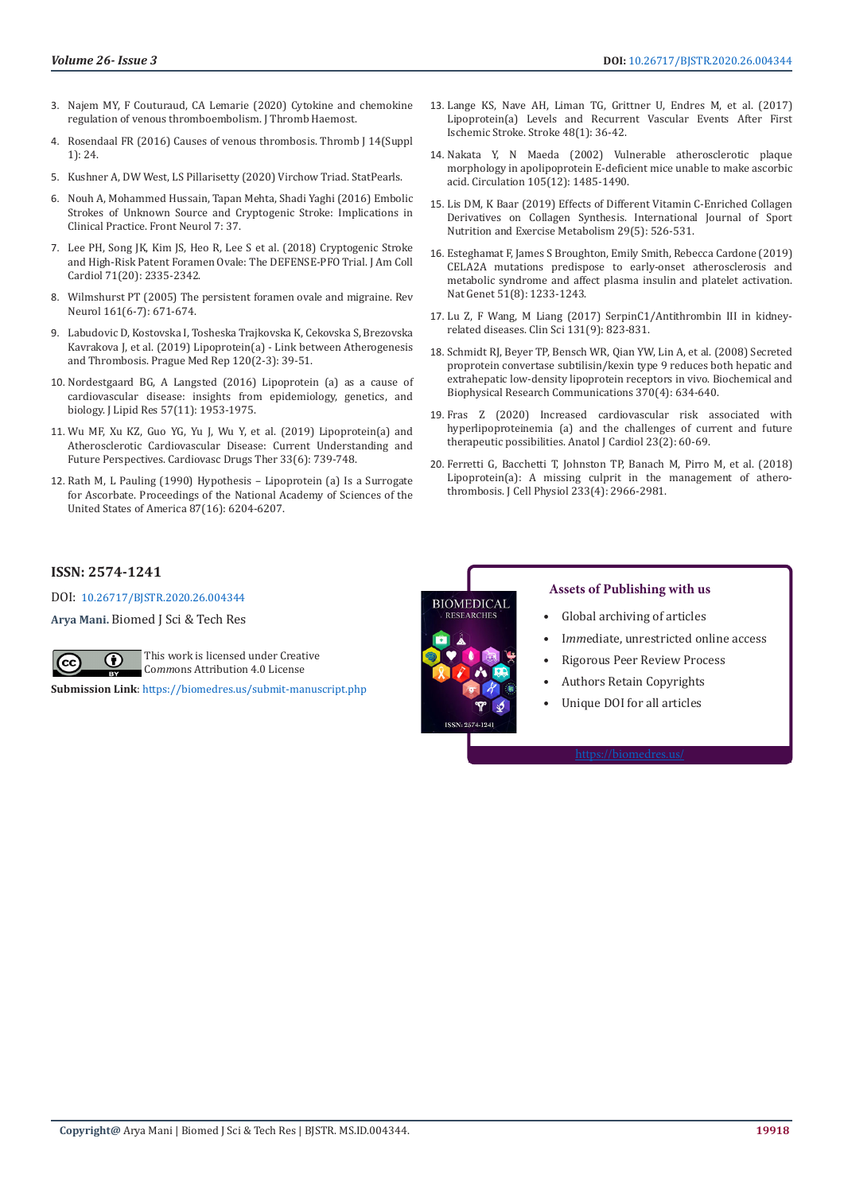3. Najem MY, F Couturaud, CA Lemarie (2020) Cytokine and chemokine regulation of venous thromboembolism. J Thromb Haemost.

4. Rosendaal FR (2016) Causes of venous thrombosis. Thromb J 14(Suppl 1): 24.

5. Kushner A, DW West, LS Pillarisetty (2020) Virchow Triad. StatPearls.

6. Nouh A, Mohammed Hussain, Tapan Mehta, Shadi Yaghi (2016) Embolic Strokes of Unknown Source and Cryptogenic Stroke: Implications in Clinical Practice. Front Neurol 7: 37.

7. Lee PH, Song JK, Kim JS, Heo R, Lee S et al. (2018) Cryptogenic Stroke and High-Risk Patent Foramen Ovale: The DEFENSE-PFO Trial. J Am Coll Cardiol 71(20): 2335-2342.

8. Wilmshurst PT (2005) The persistent foramen ovale and migraine. Rev Neurol 161(6-7): 671-674.

9. Labudovic D, Kostovska I, Tosheska Trajkovska K, Cekovska S, Brezovska Kavrakova J, et al. (2019) Lipoprotein(a) - Link between Atherogenesis and Thrombosis. Prague Med Rep 120(2-3): 39-51.

10. Nordestgaard BG, A Langsted (2016) Lipoprotein (a) as a cause of cardiovascular disease: insights from epidemiology, genetics, and biology. J Lipid Res 57(11): 1953-1975.

11. Wu MF, Xu KZ, Guo YG, Yu J, Wu Y, et al. (2019) Lipoprotein(a) and Atherosclerotic Cardiovascular Disease: Current Understanding and Future Perspectives. Cardiovasc Drugs Ther 33(6): 739-748.

12. Rath M, L Pauling (1990) Hypothesis – Lipoprotein (a) Is a Surrogate for Ascorbate. Proceedings of the National Academy of Sciences of the United States of America 87(16): 6204-6207.

13. Lange KS, Nave AH, Liman TG, Grittner U, Endres M, et al. (2017) Lipoprotein(a) Levels and Recurrent Vascular Events After First Ischemic Stroke. Stroke 48(1): 36-42.

14. Nakata Y, N Maeda (2002) Vulnerable atherosclerotic plaque morphology in apolipoprotein E-deficient mice unable to make ascorbic acid. Circulation 105(12): 1485-1490.

15. Lis DM, K Baar (2019) Effects of Different Vitamin C-Enriched Collagen Derivatives on Collagen Synthesis. International Journal of Sport Nutrition and Exercise Metabolism 29(5): 526-531.

16. Esteghamat F, James S Broughton, Emily Smith, Rebecca Cardone (2019) CELA2A mutations predispose to early-onset atherosclerosis and metabolic syndrome and affect plasma insulin and platelet activation. Nat Genet 51(8): 1233-1243.

17. Lu Z, F Wang, M Liang (2017) SerpinC1/Antithrombin III in kidney-related diseases. Clin Sci 131(9): 823-831.

18. Schmidt RJ, Beyer TP, Bensch WR, Qian YW, Lin A, et al. (2008) Secreted proprotein convertase subtilisin/kexin type 9 reduces both hepatic and extrahepatic low-density lipoprotein receptors in vivo. Biochemical and Biophysical Research Communications 370(4): 634-640.

19. Fras Z (2020) Increased cardiovascular risk associated with hyperlipoproteinemia (a) and the challenges of current and future therapeutic possibilities. Anatol J Cardiol 23(2): 60-69.

20. Ferretti G, Bacchetti T, Johnston TP, Banach M, Pirro M, et al. (2018) Lipoprotein(a): A missing culprit in the management of athero-thrombosis. J Cell Physiol 233(4): 2966-2981.

**ISSN: 2574-1241**

DOI: 10.26717/BJSTR.2020.26.004344

**Arya Mani.** Biomed J Sci & Tech Res

This work is licensed under Creative Commons Attribution 4.0 License

**Submission Link**: https://biomedres.us/submit-manuscript.php

**Assets of Publishing with us**

- Global archiving of articles
- Immediate, unrestricted online access
- Rigorous Peer Review Process
- Authors Retain Copyrights
- Unique DOI for all articles

https://biomedres.us/